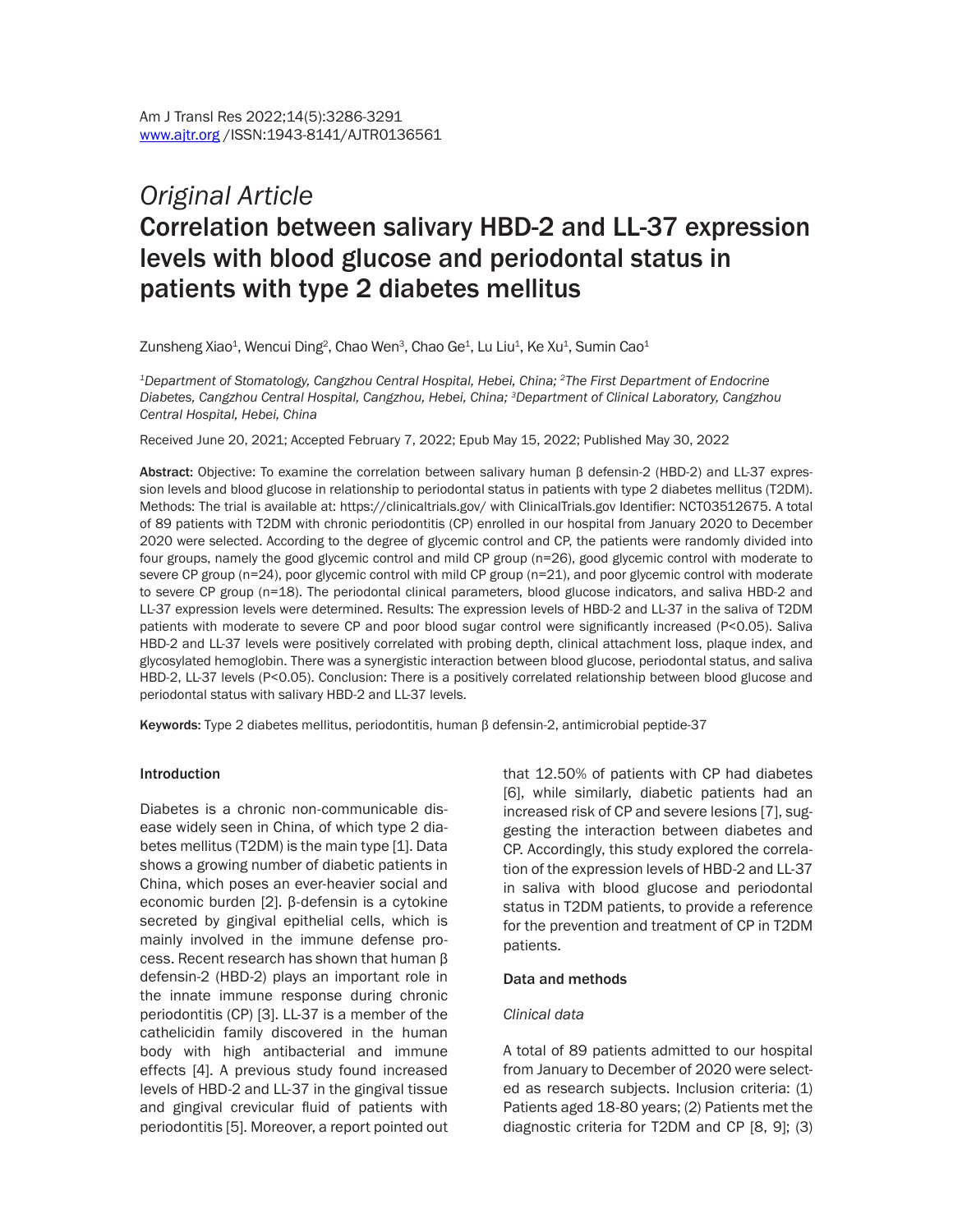*Original Article*

# Correlation between salivary HBD-2 and LL-37 expression levels with blood glucose and periodontal status in patients with type 2 diabetes mellitus

Zunsheng Xiao[1], Wencui Ding[2], Chao Wen[3], Chao Ge[1], Lu Liu[1], Ke Xu[1], Sumin Cao[1]

[1]*Department of Stomatology, Cangzhou Central Hospital, Hebei, China;* [2]*The First Department of Endocrine Diabetes, Cangzhou Central Hospital, Cangzhou, Hebei, China;* [3]*Department of Clinical Laboratory, Cangzhou Central Hospital, Hebei, China*

Received June 20, 2021; Accepted February 7, 2022; Epub May 15, 2022; Published May 30, 2022

**Abstract:** Objective: To examine the correlation between salivary human β defensin-2 (HBD-2) and LL-37 expression levels and blood glucose in relationship to periodontal status in patients with type 2 diabetes mellitus (T2DM). Methods: The trial is available at: https://clinicaltrials.gov/ with ClinicalTrials.gov Identifier: NCT03512675. A total of 89 patients with T2DM with chronic periodontitis (CP) enrolled in our hospital from January 2020 to December 2020 were selected. According to the degree of glycemic control and CP, the patients were randomly divided into four groups, namely the good glycemic control and mild CP group (n=26), good glycemic control with moderate to severe CP group (n=24), poor glycemic control with mild CP group (n=21), and poor glycemic control with moderate to severe CP group (n=18). The periodontal clinical parameters, blood glucose indicators, and saliva HBD-2 and LL-37 expression levels were determined. Results: The expression levels of HBD-2 and LL-37 in the saliva of T2DM patients with moderate to severe CP and poor blood sugar control were significantly increased (P<0.05). Saliva HBD-2 and LL-37 levels were positively correlated with probing depth, clinical attachment loss, plaque index, and glycosylated hemoglobin. There was a synergistic interaction between blood glucose, periodontal status, and saliva HBD-2, LL-37 levels (P<0.05). Conclusion: There is a positively correlated relationship between blood glucose and periodontal status with salivary HBD-2 and LL-37 levels.

**Keywords:** Type 2 diabetes mellitus, periodontitis, human β defensin-2, antimicrobial peptide-37

## Introduction

Diabetes is a chronic non-communicable disease widely seen in China, of which type 2 diabetes mellitus (T2DM) is the main type [1]. Data shows a growing number of diabetic patients in China, which poses an ever-heavier social and economic burden [2]. β-defensin is a cytokine secreted by gingival epithelial cells, which is mainly involved in the immune defense process. Recent research has shown that human β defensin-2 (HBD-2) plays an important role in the innate immune response during chronic periodontitis (CP) [3]. LL-37 is a member of the cathelicidin family discovered in the human body with high antibacterial and immune effects [4]. A previous study found increased levels of HBD-2 and LL-37 in the gingival tissue and gingival crevicular fluid of patients with periodontitis [5]. Moreover, a report pointed out that 12.50% of patients with CP had diabetes [6], while similarly, diabetic patients had an increased risk of CP and severe lesions [7], suggesting the interaction between diabetes and CP. Accordingly, this study explored the correlation of the expression levels of HBD-2 and LL-37 in saliva with blood glucose and periodontal status in T2DM patients, to provide a reference for the prevention and treatment of CP in T2DM patients.

## Data and methods

### *Clinical data*

A total of 89 patients admitted to our hospital from January to December of 2020 were selected as research subjects. Inclusion criteria: (1) Patients aged 18-80 years; (2) Patients met the diagnostic criteria for T2DM and CP [8, 9]; (3)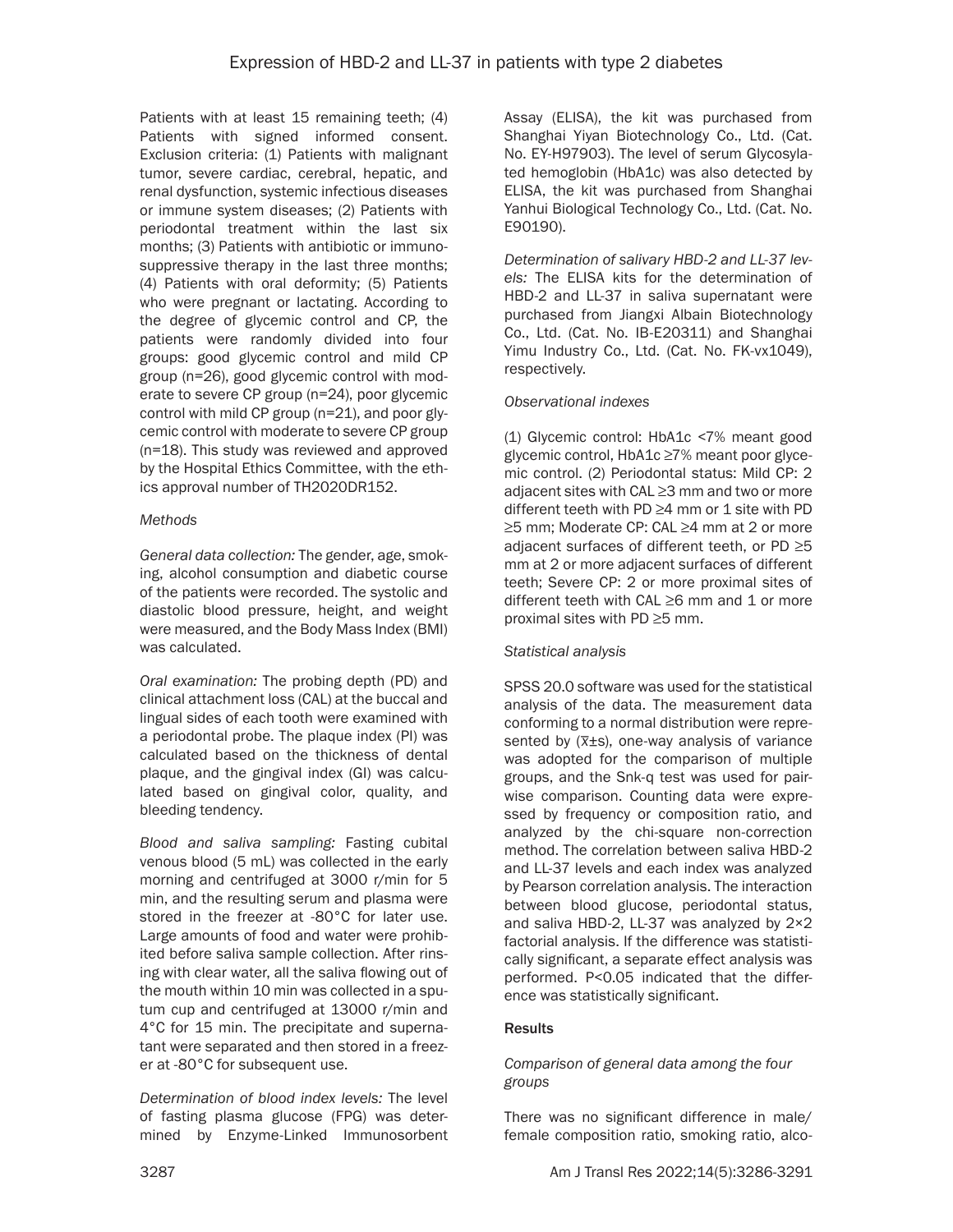Patients with at least 15 remaining teeth; (4) Patients with signed informed consent. Exclusion criteria: (1) Patients with malignant tumor, severe cardiac, cerebral, hepatic, and renal dysfunction, systemic infectious diseases or immune system diseases; (2) Patients with periodontal treatment within the last six months; (3) Patients with antibiotic or immunosuppressive therapy in the last three months; (4) Patients with oral deformity; (5) Patients who were pregnant or lactating. According to the degree of glycemic control and CP, the patients were randomly divided into four groups: good glycemic control and mild CP group (n=26), good glycemic control with moderate to severe CP group (n=24), poor glycemic control with mild CP group (n=21), and poor glycemic control with moderate to severe CP group (n=18). This study was reviewed and approved by the Hospital Ethics Committee, with the ethics approval number of TH2020DR152.

*Methods*

*General data collection:* The gender, age, smoking, alcohol consumption and diabetic course of the patients were recorded. The systolic and diastolic blood pressure, height, and weight were measured, and the Body Mass Index (BMI) was calculated.

*Oral examination:* The probing depth (PD) and clinical attachment loss (CAL) at the buccal and lingual sides of each tooth were examined with a periodontal probe. The plaque index (PI) was calculated based on the thickness of dental plaque, and the gingival index (GI) was calculated based on gingival color, quality, and bleeding tendency.

*Blood and saliva sampling:* Fasting cubital venous blood (5 mL) was collected in the early morning and centrifuged at 3000 r/min for 5 min, and the resulting serum and plasma were stored in the freezer at -80°C for later use. Large amounts of food and water were prohibited before saliva sample collection. After rinsing with clear water, all the saliva flowing out of the mouth within 10 min was collected in a sputum cup and centrifuged at 13000 r/min and 4°C for 15 min. The precipitate and supernatant were separated and then stored in a freezer at -80°C for subsequent use.

*Determination of blood index levels:* The level of fasting plasma glucose (FPG) was determined by Enzyme-Linked Immunosorbent Assay (ELISA), the kit was purchased from Shanghai Yiyan Biotechnology Co., Ltd. (Cat. No. EY-H97903). The level of serum Glycosylated hemoglobin (HbA1c) was also detected by ELISA, the kit was purchased from Shanghai Yanhui Biological Technology Co., Ltd. (Cat. No. E90190).

*Determination of salivary HBD-2 and LL-37 levels:* The ELISA kits for the determination of HBD-2 and LL-37 in saliva supernatant were purchased from Jiangxi Albain Biotechnology Co., Ltd. (Cat. No. IB-E20311) and Shanghai Yimu Industry Co., Ltd. (Cat. No. FK-vx1049), respectively.

*Observational indexes*

(1) Glycemic control: HbA1c <7% meant good glycemic control, HbA1c ≥7% meant poor glycemic control. (2) Periodontal status: Mild CP: 2 adjacent sites with CAL ≥3 mm and two or more different teeth with PD ≥4 mm or 1 site with PD ≥5 mm; Moderate CP: CAL ≥4 mm at 2 or more adjacent surfaces of different teeth, or PD ≥5 mm at 2 or more adjacent surfaces of different teeth; Severe CP: 2 or more proximal sites of different teeth with CAL ≥6 mm and 1 or more proximal sites with PD ≥5 mm.

*Statistical analysis*

SPSS 20.0 software was used for the statistical analysis of the data. The measurement data conforming to a normal distribution were represented by ($\bar{x}$±s), one-way analysis of variance was adopted for the comparison of multiple groups, and the Snk-q test was used for pairwise comparison. Counting data were expressed by frequency or composition ratio, and analyzed by the chi-square non-correction method. The correlation between saliva HBD-2 and LL-37 levels and each index was analyzed by Pearson correlation analysis. The interaction between blood glucose, periodontal status, and saliva HBD-2, LL-37 was analyzed by 2×2 factorial analysis. If the difference was statistically significant, a separate effect analysis was performed. P<0.05 indicated that the difference was statistically significant.

## Results

*Comparison of general data among the four groups*

There was no significant difference in male/female composition ratio, smoking ratio, alco-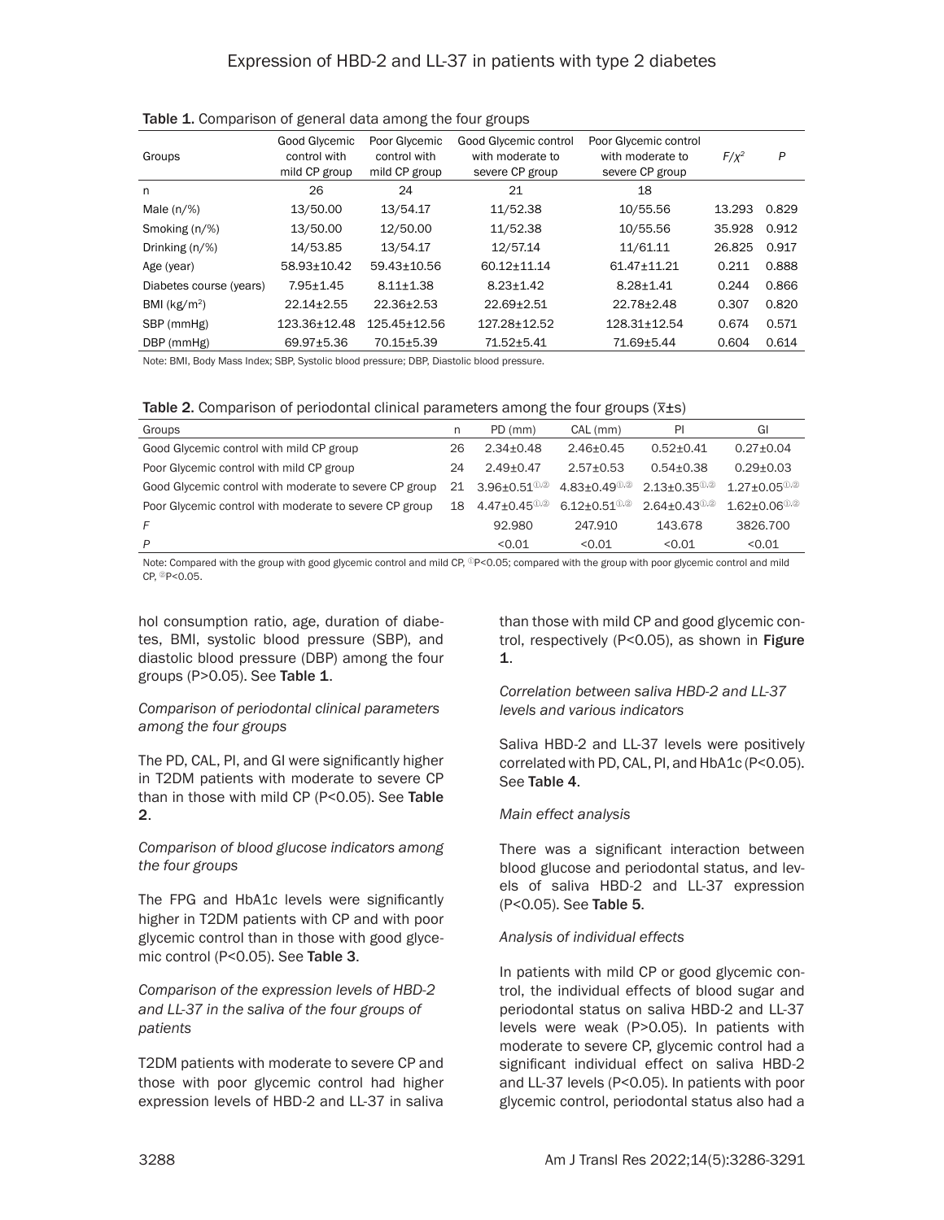Table 1. Comparison of general data among the four groups

| Groups | Good Glycemic control with mild CP group | Poor Glycemic control with mild CP group | Good Glycemic control with moderate to severe CP group | Poor Glycemic control with moderate to severe CP group | $F/\chi^2$ | P |
|---|---|---|---|---|---|---|
| n | 26 | 24 | 21 | 18 | | |
| Male (n/%) | 13/50.00 | 13/54.17 | 11/52.38 | 10/55.56 | 13.293 | 0.829 |
| Smoking (n/%) | 13/50.00 | 12/50.00 | 11/52.38 | 10/55.56 | 35.928 | 0.912 |
| Drinking (n/%) | 14/53.85 | 13/54.17 | 12/57.14 | 11/61.11 | 26.825 | 0.917 |
| Age (year) | 58.93±10.42 | 59.43±10.56 | 60.12±11.14 | 61.47±11.21 | 0.211 | 0.888 |
| Diabetes course (years) | 7.95±1.45 | 8.11±1.38 | 8.23±1.42 | 8.28±1.41 | 0.244 | 0.866 |
| BMI (kg/m$^2$) | 22.14±2.55 | 22.36±2.53 | 22.69±2.51 | 22.78±2.48 | 0.307 | 0.820 |
| SBP (mmHg) | 123.36±12.48 | 125.45±12.56 | 127.28±12.52 | 128.31±12.54 | 0.674 | 0.571 |
| DBP (mmHg) | 69.97±5.36 | 70.15±5.39 | 71.52±5.41 | 71.69±5.44 | 0.604 | 0.614 |

Note: BMI, Body Mass Index; SBP, Systolic blood pressure; DBP, Diastolic blood pressure.

Table 2. Comparison of periodontal clinical parameters among the four groups ($\bar{x}$±s)

| Groups | n | PD (mm) | CAL (mm) | PI | GI |
|---|---|---|---|---|---|
| Good Glycemic control with mild CP group | 26 | 2.34±0.48 | 2.46±0.45 | 0.52±0.41 | 0.27±0.04 |
| Poor Glycemic control with mild CP group | 24 | 2.49±0.47 | 2.57±0.53 | 0.54±0.38 | 0.29±0.03 |
| Good Glycemic control with moderate to severe CP group | 21 | 3.96±0.51[①,②] | 4.83±0.49[①,②] | 2.13±0.35[①,②] | 1.27±0.05[①,②] |
| Poor Glycemic control with moderate to severe CP group | 18 | 4.47±0.45[①,②] | 6.12±0.51[①,②] | 2.64±0.43[①,②] | 1.62±0.06[①,②] |
| F | | 92.980 | 247.910 | 143.678 | 3826.700 |
| P | | <0.01 | <0.01 | <0.01 | <0.01 |

Note: Compared with the group with good glycemic control and mild CP, [①]P<0.05; compared with the group with poor glycemic control and mild CP, [②]P<0.05.

hol consumption ratio, age, duration of diabetes, BMI, systolic blood pressure (SBP), and diastolic blood pressure (DBP) among the four groups (P>0.05). See **Table 1**.

*Comparison of periodontal clinical parameters among the four groups*

The PD, CAL, PI, and GI were significantly higher in T2DM patients with moderate to severe CP than in those with mild CP (P<0.05). See **Table 2**.

*Comparison of blood glucose indicators among the four groups*

The FPG and HbA1c levels were significantly higher in T2DM patients with CP and with poor glycemic control than in those with good glycemic control (P<0.05). See **Table 3**.

*Comparison of the expression levels of HBD-2 and LL-37 in the saliva of the four groups of patients*

T2DM patients with moderate to severe CP and those with poor glycemic control had higher expression levels of HBD-2 and LL-37 in saliva than those with mild CP and good glycemic control, respectively (P<0.05), as shown in **Figure 1**.

*Correlation between saliva HBD-2 and LL-37 levels and various indicators*

Saliva HBD-2 and LL-37 levels were positively correlated with PD, CAL, PI, and HbA1c (P<0.05). See **Table 4**.

*Main effect analysis*

There was a significant interaction between blood glucose and periodontal status, and levels of saliva HBD-2 and LL-37 expression (P<0.05). See **Table 5**.

*Analysis of individual effects*

In patients with mild CP or good glycemic control, the individual effects of blood sugar and periodontal status on saliva HBD-2 and LL-37 levels were weak (P>0.05). In patients with moderate to severe CP, glycemic control had a significant individual effect on saliva HBD-2 and LL-37 levels (P<0.05). In patients with poor glycemic control, periodontal status also had a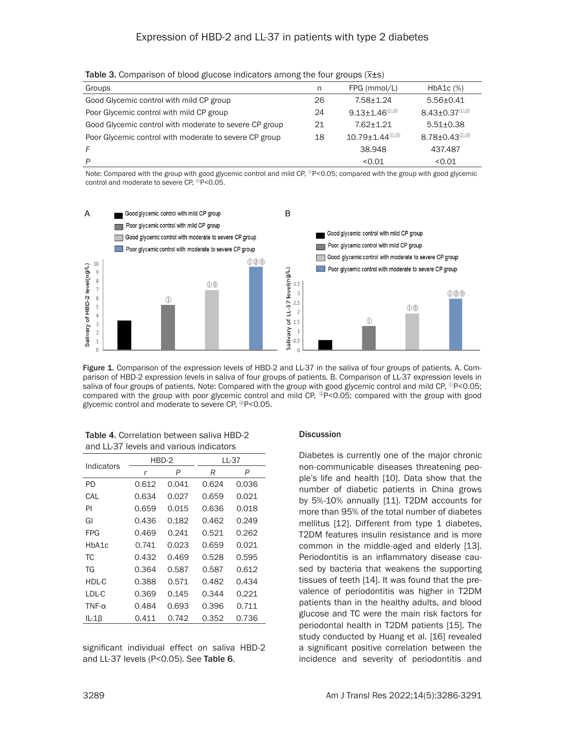**Table 3.** Comparison of blood glucose indicators among the four groups ($\bar{x}\pm s$)

| Groups | n | FPG (mmol/L) | HbA1c (%) |
|---|---|---|---|
| Good Glycemic control with mild CP group | 26 | 7.58±1.24 | 5.56±0.41 |
| Poor Glycemic control with mild CP group | 24 | 9.13±1.46①,③ | 8.43±0.37①,③ |
| Good Glycemic control with moderate to severe CP group | 21 | 7.62±1.21 | 5.51±0.38 |
| Poor Glycemic control with moderate to severe CP group | 18 | 10.79±1.44①,③ | 8.78±0.43①,③ |
| *F* | | 38.948 | 437.487 |
| *P* | | <0.01 | <0.01 |

Note: Compared with the group with good glycemic control and mild CP, ①P<0.05; compared with the group with good glycemic control and moderate to severe CP, ③P<0.05.

Figure 1. Comparison of the expression levels of HBD-2 and LL-37 in the saliva of four groups of patients. A. Comparison of HBD-2 expression levels in saliva of four groups of patients. B. Comparison of LL-37 expression levels in saliva of four groups of patients. Note: Compared with the group with good glycemic control and mild CP, ①P<0.05; compared with the group with poor glycemic control and mild CP, ②P<0.05; compared with the group with good glycemic control and moderate to severe CP, ③P<0.05.

**Table 4.** Correlation between saliva HBD-2 and LL-37 levels and various indicators

| Indicators | HBD-2 | | LL-37 | |
|---|---|---|---|---|
| | *r* | *P* | *R* | *P* |
| PD | 0.612 | 0.041 | 0.624 | 0.036 |
| CAL | 0.634 | 0.027 | 0.659 | 0.021 |
| PI | 0.659 | 0.015 | 0.636 | 0.018 |
| GI | 0.436 | 0.182 | 0.462 | 0.249 |
| FPG | 0.469 | 0.241 | 0.521 | 0.262 |
| HbA1c | 0.741 | 0.023 | 0.659 | 0.021 |
| TC | 0.432 | 0.469 | 0.528 | 0.595 |
| TG | 0.364 | 0.587 | 0.587 | 0.612 |
| HDL-C | 0.388 | 0.571 | 0.482 | 0.434 |
| LDL-C | 0.369 | 0.145 | 0.344 | 0.221 |
| TNF-α | 0.484 | 0.693 | 0.396 | 0.711 |
| IL-1β | 0.411 | 0.742 | 0.352 | 0.736 |

significant individual effect on saliva HBD-2 and LL-37 levels (P<0.05). See **Table 6**.

## Discussion

Diabetes is currently one of the major chronic non-communicable diseases threatening people's life and health [10]. Data show that the number of diabetic patients in China grows by 5%-10% annually [11]. T2DM accounts for more than 95% of the total number of diabetes mellitus [12]. Different from type 1 diabetes, T2DM features insulin resistance and is more common in the middle-aged and elderly [13]. Periodontitis is an inflammatory disease caused by bacteria that weakens the supporting tissues of teeth [14]. It was found that the prevalence of periodontitis was higher in T2DM patients than in the healthy adults, and blood glucose and TC were the main risk factors for periodontal health in T2DM patients [15]. The study conducted by Huang et al. [16] revealed a significant positive correlation between the incidence and severity of periodontitis and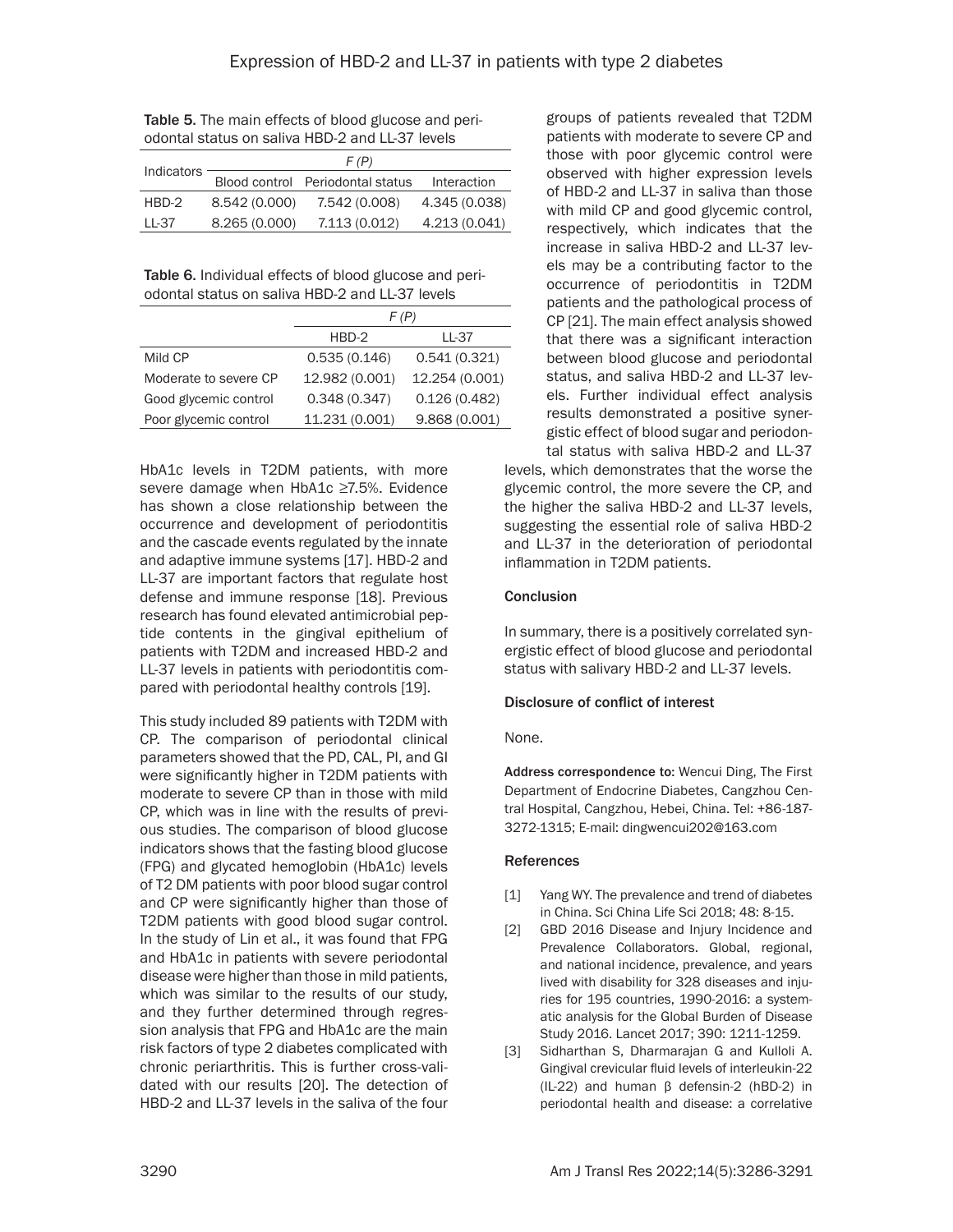Table 5. The main effects of blood glucose and periodontal status on saliva HBD-2 and LL-37 levels

| Indicators | F (P) | | |
|---|---|---|---|
| | Blood control | Periodontal status | Interaction |
| HBD-2 | 8.542 (0.000) | 7.542 (0.008) | 4.345 (0.038) |
| LL-37 | 8.265 (0.000) | 7.113 (0.012) | 4.213 (0.041) |

Table 6. Individual effects of blood glucose and periodontal status on saliva HBD-2 and LL-37 levels

| | F (P) | |
|---|---|---|
| | HBD-2 | LL-37 |
| Mild CP | 0.535 (0.146) | 0.541 (0.321) |
| Moderate to severe CP | 12.982 (0.001) | 12.254 (0.001) |
| Good glycemic control | 0.348 (0.347) | 0.126 (0.482) |
| Poor glycemic control | 11.231 (0.001) | 9.868 (0.001) |

HbA1c levels in T2DM patients, with more severe damage when HbA1c ≥7.5%. Evidence has shown a close relationship between the occurrence and development of periodontitis and the cascade events regulated by the innate and adaptive immune systems [17]. HBD-2 and LL-37 are important factors that regulate host defense and immune response [18]. Previous research has found elevated antimicrobial peptide contents in the gingival epithelium of patients with T2DM and increased HBD-2 and LL-37 levels in patients with periodontitis compared with periodontal healthy controls [19].

This study included 89 patients with T2DM with CP. The comparison of periodontal clinical parameters showed that the PD, CAL, PI, and GI were significantly higher in T2DM patients with moderate to severe CP than in those with mild CP, which was in line with the results of previous studies. The comparison of blood glucose indicators shows that the fasting blood glucose (FPG) and glycated hemoglobin (HbA1c) levels of T2 DM patients with poor blood sugar control and CP were significantly higher than those of T2DM patients with good blood sugar control. In the study of Lin et al., it was found that FPG and HbA1c in patients with severe periodontal disease were higher than those in mild patients, which was similar to the results of our study, and they further determined through regression analysis that FPG and HbA1c are the main risk factors of type 2 diabetes complicated with chronic periarthritis. This is further cross-validated with our results [20]. The detection of HBD-2 and LL-37 levels in the saliva of the four groups of patients revealed that T2DM patients with moderate to severe CP and those with poor glycemic control were observed with higher expression levels of HBD-2 and LL-37 in saliva than those with mild CP and good glycemic control, respectively, which indicates that the increase in saliva HBD-2 and LL-37 levels may be a contributing factor to the occurrence of periodontitis in T2DM patients and the pathological process of CP [21]. The main effect analysis showed that there was a significant interaction between blood glucose and periodontal status, and saliva HBD-2 and LL-37 levels. Further individual effect analysis results demonstrated a positive synergistic effect of blood sugar and periodontal status with saliva HBD-2 and LL-37 levels, which demonstrates that the worse the glycemic control, the more severe the CP, and the higher the saliva HBD-2 and LL-37 levels, suggesting the essential role of saliva HBD-2 and LL-37 in the deterioration of periodontal inflammation in T2DM patients.

## Conclusion

In summary, there is a positively correlated synergistic effect of blood glucose and periodontal status with salivary HBD-2 and LL-37 levels.

## Disclosure of conflict of interest

None.

**Address correspondence to:** Wencui Ding, The First Department of Endocrine Diabetes, Cangzhou Central Hospital, Cangzhou, Hebei, China. Tel: +86-187-3272-1315; E-mail: dingwencui202@163.com

## References

[1] Yang WY. The prevalence and trend of diabetes in China. Sci China Life Sci 2018; 48: 8-15.

[2] GBD 2016 Disease and Injury Incidence and Prevalence Collaborators. Global, regional, and national incidence, prevalence, and years lived with disability for 328 diseases and injuries for 195 countries, 1990-2016: a systematic analysis for the Global Burden of Disease Study 2016. Lancet 2017; 390: 1211-1259.

[3] Sidharthan S, Dharmarajan G and Kulloli A. Gingival crevicular fluid levels of interleukin-22 (IL-22) and human β defensin-2 (hBD-2) in periodontal health and disease: a correlative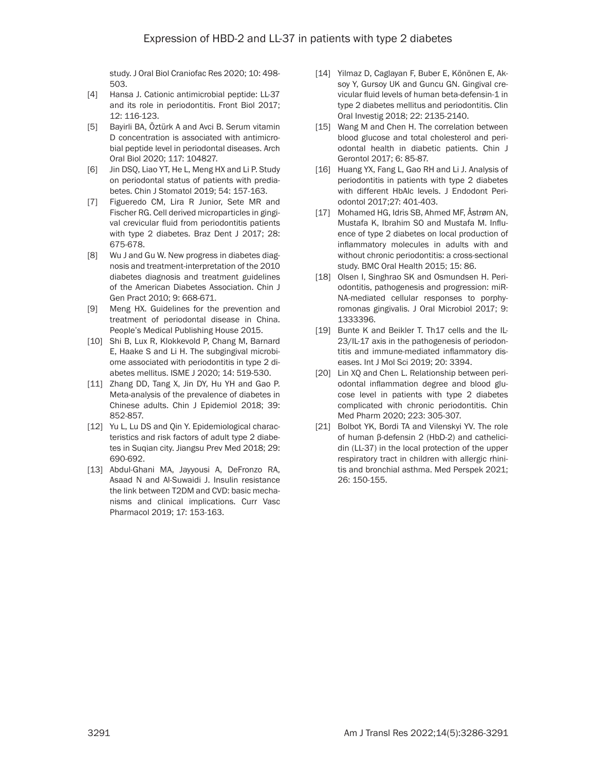study. J Oral Biol Craniofac Res 2020; 10: 498-503.

[4] Hansa J. Cationic antimicrobial peptide: LL-37 and its role in periodontitis. Front Biol 2017; 12: 116-123.

[5] Bayirli BA, Öztürk A and Avci B. Serum vitamin D concentration is associated with antimicrobial peptide level in periodontal diseases. Arch Oral Biol 2020; 117: 104827.

[6] Jin DSQ, Liao YT, He L, Meng HX and Li P. Study on periodontal status of patients with prediabetes. Chin J Stomatol 2019; 54: 157-163.

[7] Figueredo CM, Lira R Junior, Sete MR and Fischer RG. Cell derived microparticles in gingival crevicular fluid from periodontitis patients with type 2 diabetes. Braz Dent J 2017; 28: 675-678.

[8] Wu J and Gu W. New progress in diabetes diagnosis and treatment-interpretation of the 2010 diabetes diagnosis and treatment guidelines of the American Diabetes Association. Chin J Gen Pract 2010; 9: 668-671.

[9] Meng HX. Guidelines for the prevention and treatment of periodontal disease in China. People's Medical Publishing House 2015.

[10] Shi B, Lux R, Klokkevold P, Chang M, Barnard E, Haake S and Li H. The subgingival microbiome associated with periodontitis in type 2 diabetes mellitus. ISME J 2020; 14: 519-530.

[11] Zhang DD, Tang X, Jin DY, Hu YH and Gao P. Meta-analysis of the prevalence of diabetes in Chinese adults. Chin J Epidemiol 2018; 39: 852-857.

[12] Yu L, Lu DS and Qin Y. Epidemiological characteristics and risk factors of adult type 2 diabetes in Suqian city. Jiangsu Prev Med 2018; 29: 690-692.

[13] Abdul-Ghani MA, Jayyousi A, DeFronzo RA, Asaad N and Al-Suwaidi J. Insulin resistance the link between T2DM and CVD: basic mechanisms and clinical implications. Curr Vasc Pharmacol 2019; 17: 153-163.

[14] Yilmaz D, Caglayan F, Buber E, Könönen E, Aksoy Y, Gursoy UK and Guncu GN. Gingival crevicular fluid levels of human beta-defensin-1 in type 2 diabetes mellitus and periodontitis. Clin Oral Investig 2018; 22: 2135-2140.

[15] Wang M and Chen H. The correlation between blood glucose and total cholesterol and periodontal health in diabetic patients. Chin J Gerontol 2017; 6: 85-87.

[16] Huang YX, Fang L, Gao RH and Li J. Analysis of periodontitis in patients with type 2 diabetes with different HbAlc levels. J Endodont Periodontol 2017;27: 401-403.

[17] Mohamed HG, Idris SB, Ahmed MF, Åstrøm AN, Mustafa K, Ibrahim SO and Mustafa M. Influence of type 2 diabetes on local production of inflammatory molecules in adults with and without chronic periodontitis: a cross-sectional study. BMC Oral Health 2015; 15: 86.

[18] Olsen I, Singhrao SK and Osmundsen H. Periodontitis, pathogenesis and progression: miRNA-mediated cellular responses to porphyromonas gingivalis. J Oral Microbiol 2017; 9: 1333396.

[19] Bunte K and Beikler T. Th17 cells and the IL-23/IL-17 axis in the pathogenesis of periodontitis and immune-mediated inflammatory diseases. Int J Mol Sci 2019; 20: 3394.

[20] Lin XQ and Chen L. Relationship between periodontal inflammation degree and blood glucose level in patients with type 2 diabetes complicated with chronic periodontitis. Chin Med Pharm 2020; 223: 305-307.

[21] Bolbot YK, Bordi TA and Vilenskyi YV. The role of human β-defensin 2 (HbD-2) and cathelicidin (LL-37) in the local protection of the upper respiratory tract in children with allergic rhinitis and bronchial asthma. Med Perspek 2021; 26: 150-155.